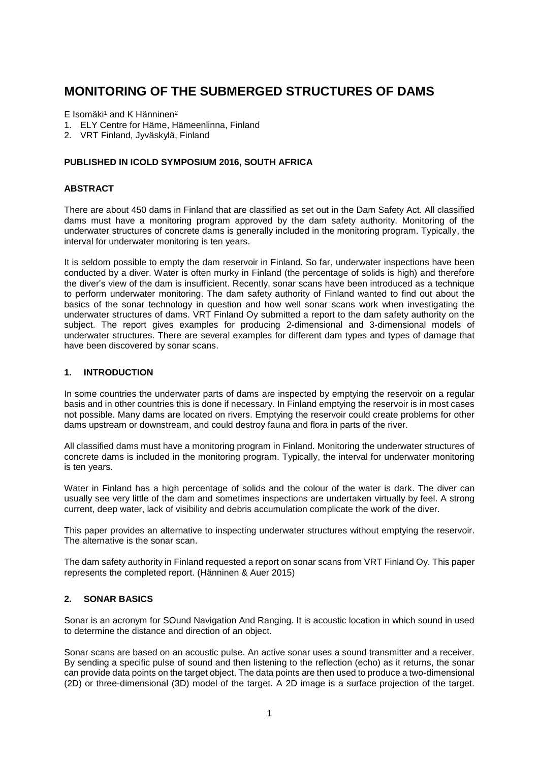# MONITORING OF THE SUBMERGED STRUCTURES OF DAMS

E Isomäki[1] and K Hänninen[2]

1. ELY Centre for Häme, Hämeenlinna, Finland
2. VRT Finland, Jyväskylä, Finland

**PUBLISHED IN ICOLD SYMPOSIUM 2016, SOUTH AFRICA**

## ABSTRACT

There are about 450 dams in Finland that are classified as set out in the Dam Safety Act. All classified dams must have a monitoring program approved by the dam safety authority. Monitoring of the underwater structures of concrete dams is generally included in the monitoring program. Typically, the interval for underwater monitoring is ten years.

It is seldom possible to empty the dam reservoir in Finland. So far, underwater inspections have been conducted by a diver. Water is often murky in Finland (the percentage of solids is high) and therefore the diver's view of the dam is insufficient. Recently, sonar scans have been introduced as a technique to perform underwater monitoring. The dam safety authority of Finland wanted to find out about the basics of the sonar technology in question and how well sonar scans work when investigating the underwater structures of dams. VRT Finland Oy submitted a report to the dam safety authority on the subject. The report gives examples for producing 2-dimensional and 3-dimensional models of underwater structures. There are several examples for different dam types and types of damage that have been discovered by sonar scans.

## 1. INTRODUCTION

In some countries the underwater parts of dams are inspected by emptying the reservoir on a regular basis and in other countries this is done if necessary. In Finland emptying the reservoir is in most cases not possible. Many dams are located on rivers. Emptying the reservoir could create problems for other dams upstream or downstream, and could destroy fauna and flora in parts of the river.

All classified dams must have a monitoring program in Finland. Monitoring the underwater structures of concrete dams is included in the monitoring program. Typically, the interval for underwater monitoring is ten years.

Water in Finland has a high percentage of solids and the colour of the water is dark. The diver can usually see very little of the dam and sometimes inspections are undertaken virtually by feel. A strong current, deep water, lack of visibility and debris accumulation complicate the work of the diver.

This paper provides an alternative to inspecting underwater structures without emptying the reservoir. The alternative is the sonar scan.

The dam safety authority in Finland requested a report on sonar scans from VRT Finland Oy. This paper represents the completed report. (Hänninen & Auer 2015)

## 2. SONAR BASICS

Sonar is an acronym for SOund Navigation And Ranging. It is acoustic location in which sound in used to determine the distance and direction of an object.

Sonar scans are based on an acoustic pulse. An active sonar uses a sound transmitter and a receiver. By sending a specific pulse of sound and then listening to the reflection (echo) as it returns, the sonar can provide data points on the target object. The data points are then used to produce a two-dimensional (2D) or three-dimensional (3D) model of the target. A 2D image is a surface projection of the target.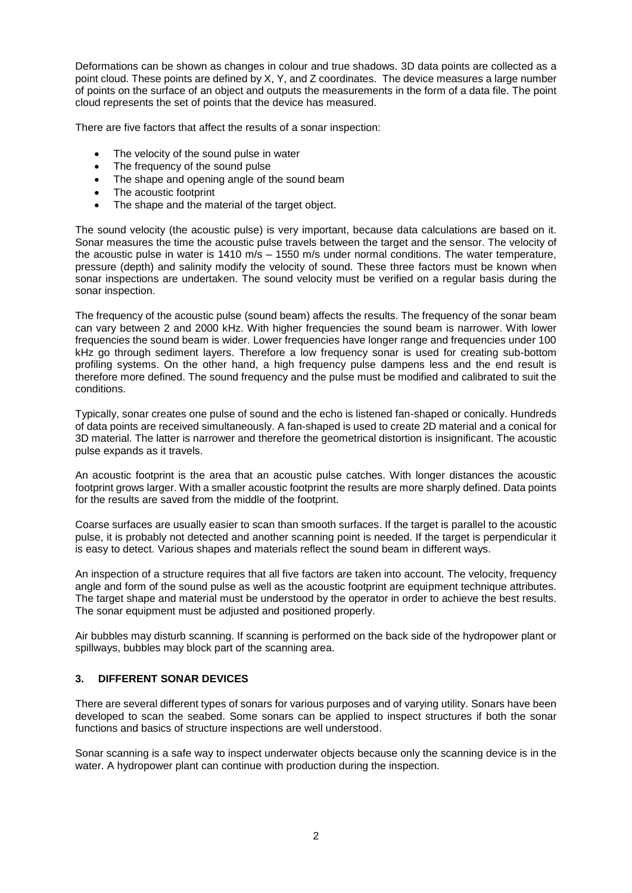Deformations can be shown as changes in colour and true shadows. 3D data points are collected as a point cloud. These points are defined by X, Y, and Z coordinates. The device measures a large number of points on the surface of an object and outputs the measurements in the form of a data file. The point cloud represents the set of points that the device has measured.

There are five factors that affect the results of a sonar inspection:

- The velocity of the sound pulse in water
- The frequency of the sound pulse
- The shape and opening angle of the sound beam
- The acoustic footprint
- The shape and the material of the target object.

The sound velocity (the acoustic pulse) is very important, because data calculations are based on it. Sonar measures the time the acoustic pulse travels between the target and the sensor. The velocity of the acoustic pulse in water is 1410 m/s – 1550 m/s under normal conditions. The water temperature, pressure (depth) and salinity modify the velocity of sound. These three factors must be known when sonar inspections are undertaken. The sound velocity must be verified on a regular basis during the sonar inspection.

The frequency of the acoustic pulse (sound beam) affects the results. The frequency of the sonar beam can vary between 2 and 2000 kHz. With higher frequencies the sound beam is narrower. With lower frequencies the sound beam is wider. Lower frequencies have longer range and frequencies under 100 kHz go through sediment layers. Therefore a low frequency sonar is used for creating sub-bottom profiling systems. On the other hand, a high frequency pulse dampens less and the end result is therefore more defined. The sound frequency and the pulse must be modified and calibrated to suit the conditions.

Typically, sonar creates one pulse of sound and the echo is listened fan-shaped or conically. Hundreds of data points are received simultaneously. A fan-shaped is used to create 2D material and a conical for 3D material. The latter is narrower and therefore the geometrical distortion is insignificant. The acoustic pulse expands as it travels.

An acoustic footprint is the area that an acoustic pulse catches. With longer distances the acoustic footprint grows larger. With a smaller acoustic footprint the results are more sharply defined. Data points for the results are saved from the middle of the footprint.

Coarse surfaces are usually easier to scan than smooth surfaces. If the target is parallel to the acoustic pulse, it is probably not detected and another scanning point is needed. If the target is perpendicular it is easy to detect. Various shapes and materials reflect the sound beam in different ways.

An inspection of a structure requires that all five factors are taken into account. The velocity, frequency angle and form of the sound pulse as well as the acoustic footprint are equipment technique attributes. The target shape and material must be understood by the operator in order to achieve the best results. The sonar equipment must be adjusted and positioned properly.

Air bubbles may disturb scanning. If scanning is performed on the back side of the hydropower plant or spillways, bubbles may block part of the scanning area.

## 3. DIFFERENT SONAR DEVICES

There are several different types of sonars for various purposes and of varying utility. Sonars have been developed to scan the seabed. Some sonars can be applied to inspect structures if both the sonar functions and basics of structure inspections are well understood.

Sonar scanning is a safe way to inspect underwater objects because only the scanning device is in the water. A hydropower plant can continue with production during the inspection.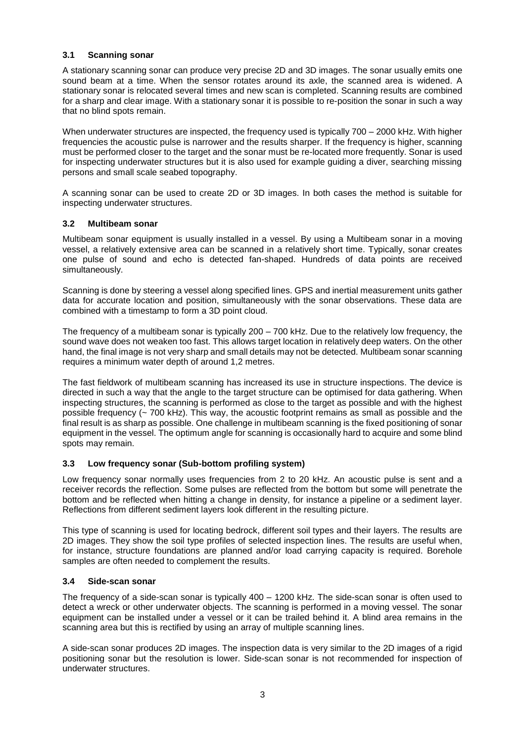### 3.1 Scanning sonar

A stationary scanning sonar can produce very precise 2D and 3D images. The sonar usually emits one sound beam at a time. When the sensor rotates around its axle, the scanned area is widened. A stationary sonar is relocated several times and new scan is completed. Scanning results are combined for a sharp and clear image. With a stationary sonar it is possible to re-position the sonar in such a way that no blind spots remain.

When underwater structures are inspected, the frequency used is typically 700 – 2000 kHz. With higher frequencies the acoustic pulse is narrower and the results sharper. If the frequency is higher, scanning must be performed closer to the target and the sonar must be re-located more frequently. Sonar is used for inspecting underwater structures but it is also used for example guiding a diver, searching missing persons and small scale seabed topography.

A scanning sonar can be used to create 2D or 3D images. In both cases the method is suitable for inspecting underwater structures.

### 3.2 Multibeam sonar

Multibeam sonar equipment is usually installed in a vessel. By using a Multibeam sonar in a moving vessel, a relatively extensive area can be scanned in a relatively short time. Typically, sonar creates one pulse of sound and echo is detected fan-shaped. Hundreds of data points are received simultaneously.

Scanning is done by steering a vessel along specified lines. GPS and inertial measurement units gather data for accurate location and position, simultaneously with the sonar observations. These data are combined with a timestamp to form a 3D point cloud.

The frequency of a multibeam sonar is typically 200 – 700 kHz. Due to the relatively low frequency, the sound wave does not weaken too fast. This allows target location in relatively deep waters. On the other hand, the final image is not very sharp and small details may not be detected. Multibeam sonar scanning requires a minimum water depth of around 1,2 metres.

The fast fieldwork of multibeam scanning has increased its use in structure inspections. The device is directed in such a way that the angle to the target structure can be optimised for data gathering. When inspecting structures, the scanning is performed as close to the target as possible and with the highest possible frequency (~ 700 kHz). This way, the acoustic footprint remains as small as possible and the final result is as sharp as possible. One challenge in multibeam scanning is the fixed positioning of sonar equipment in the vessel. The optimum angle for scanning is occasionally hard to acquire and some blind spots may remain.

### 3.3 Low frequency sonar (Sub-bottom profiling system)

Low frequency sonar normally uses frequencies from 2 to 20 kHz. An acoustic pulse is sent and a receiver records the reflection. Some pulses are reflected from the bottom but some will penetrate the bottom and be reflected when hitting a change in density, for instance a pipeline or a sediment layer. Reflections from different sediment layers look different in the resulting picture.

This type of scanning is used for locating bedrock, different soil types and their layers. The results are 2D images. They show the soil type profiles of selected inspection lines. The results are useful when, for instance, structure foundations are planned and/or load carrying capacity is required. Borehole samples are often needed to complement the results.

### 3.4 Side-scan sonar

The frequency of a side-scan sonar is typically 400 – 1200 kHz. The side-scan sonar is often used to detect a wreck or other underwater objects. The scanning is performed in a moving vessel. The sonar equipment can be installed under a vessel or it can be trailed behind it. A blind area remains in the scanning area but this is rectified by using an array of multiple scanning lines.

A side-scan sonar produces 2D images. The inspection data is very similar to the 2D images of a rigid positioning sonar but the resolution is lower. Side-scan sonar is not recommended for inspection of underwater structures.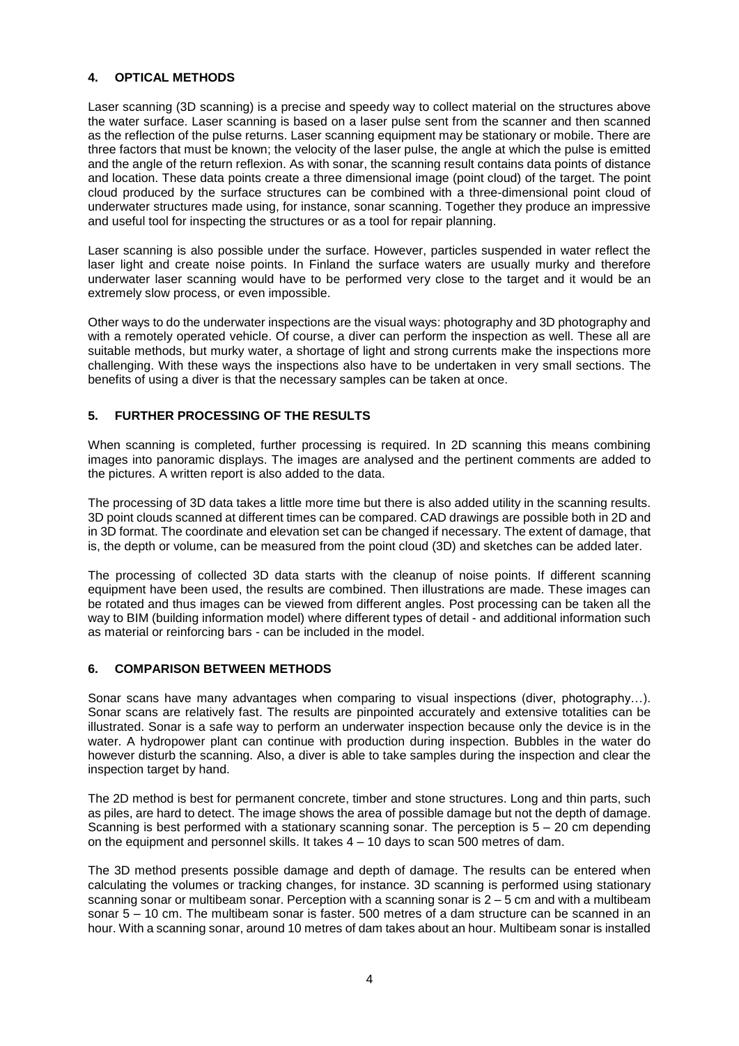## 4. OPTICAL METHODS

Laser scanning (3D scanning) is a precise and speedy way to collect material on the structures above the water surface. Laser scanning is based on a laser pulse sent from the scanner and then scanned as the reflection of the pulse returns. Laser scanning equipment may be stationary or mobile. There are three factors that must be known; the velocity of the laser pulse, the angle at which the pulse is emitted and the angle of the return reflexion. As with sonar, the scanning result contains data points of distance and location. These data points create a three dimensional image (point cloud) of the target. The point cloud produced by the surface structures can be combined with a three-dimensional point cloud of underwater structures made using, for instance, sonar scanning. Together they produce an impressive and useful tool for inspecting the structures or as a tool for repair planning.

Laser scanning is also possible under the surface. However, particles suspended in water reflect the laser light and create noise points. In Finland the surface waters are usually murky and therefore underwater laser scanning would have to be performed very close to the target and it would be an extremely slow process, or even impossible.

Other ways to do the underwater inspections are the visual ways: photography and 3D photography and with a remotely operated vehicle. Of course, a diver can perform the inspection as well. These all are suitable methods, but murky water, a shortage of light and strong currents make the inspections more challenging. With these ways the inspections also have to be undertaken in very small sections. The benefits of using a diver is that the necessary samples can be taken at once.

## 5. FURTHER PROCESSING OF THE RESULTS

When scanning is completed, further processing is required. In 2D scanning this means combining images into panoramic displays. The images are analysed and the pertinent comments are added to the pictures. A written report is also added to the data.

The processing of 3D data takes a little more time but there is also added utility in the scanning results. 3D point clouds scanned at different times can be compared. CAD drawings are possible both in 2D and in 3D format. The coordinate and elevation set can be changed if necessary. The extent of damage, that is, the depth or volume, can be measured from the point cloud (3D) and sketches can be added later.

The processing of collected 3D data starts with the cleanup of noise points. If different scanning equipment have been used, the results are combined. Then illustrations are made. These images can be rotated and thus images can be viewed from different angles. Post processing can be taken all the way to BIM (building information model) where different types of detail - and additional information such as material or reinforcing bars - can be included in the model.

## 6. COMPARISON BETWEEN METHODS

Sonar scans have many advantages when comparing to visual inspections (diver, photography…). Sonar scans are relatively fast. The results are pinpointed accurately and extensive totalities can be illustrated. Sonar is a safe way to perform an underwater inspection because only the device is in the water. A hydropower plant can continue with production during inspection. Bubbles in the water do however disturb the scanning. Also, a diver is able to take samples during the inspection and clear the inspection target by hand.

The 2D method is best for permanent concrete, timber and stone structures. Long and thin parts, such as piles, are hard to detect. The image shows the area of possible damage but not the depth of damage. Scanning is best performed with a stationary scanning sonar. The perception is 5 – 20 cm depending on the equipment and personnel skills. It takes 4 – 10 days to scan 500 metres of dam.

The 3D method presents possible damage and depth of damage. The results can be entered when calculating the volumes or tracking changes, for instance. 3D scanning is performed using stationary scanning sonar or multibeam sonar. Perception with a scanning sonar is 2 – 5 cm and with a multibeam sonar 5 – 10 cm. The multibeam sonar is faster. 500 metres of a dam structure can be scanned in an hour. With a scanning sonar, around 10 metres of dam takes about an hour. Multibeam sonar is installed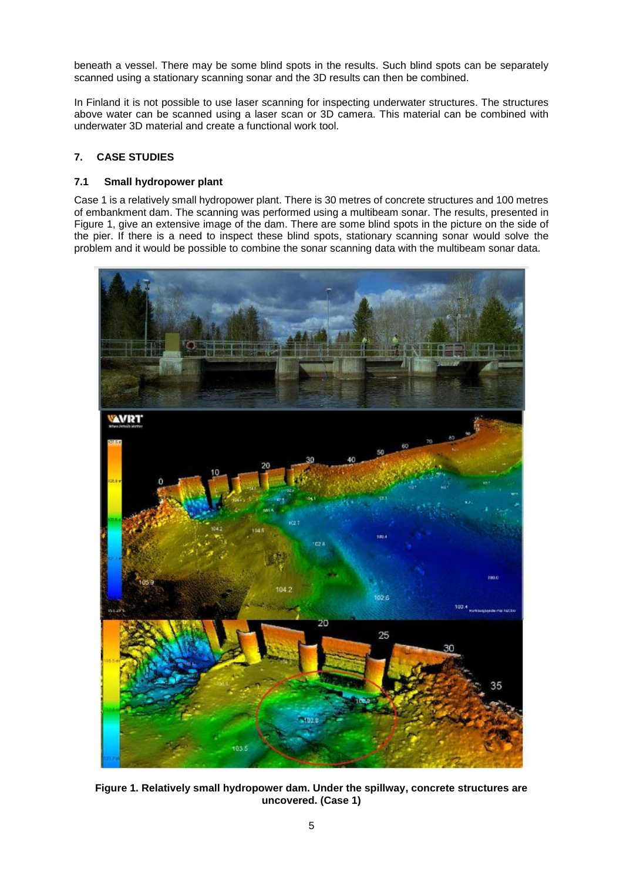beneath a vessel. There may be some blind spots in the results. Such blind spots can be separately scanned using a stationary scanning sonar and the 3D results can then be combined.

In Finland it is not possible to use laser scanning for inspecting underwater structures. The structures above water can be scanned using a laser scan or 3D camera. This material can be combined with underwater 3D material and create a functional work tool.

## 7. CASE STUDIES

### 7.1 Small hydropower plant

Case 1 is a relatively small hydropower plant. There is 30 metres of concrete structures and 100 metres of embankment dam. The scanning was performed using a multibeam sonar. The results, presented in Figure 1, give an extensive image of the dam. There are some blind spots in the picture on the side of the pier. If there is a need to inspect these blind spots, stationary scanning sonar would solve the problem and it would be possible to combine the sonar scanning data with the multibeam sonar data.

**Figure 1. Relatively small hydropower dam. Under the spillway, concrete structures are uncovered. (Case 1)**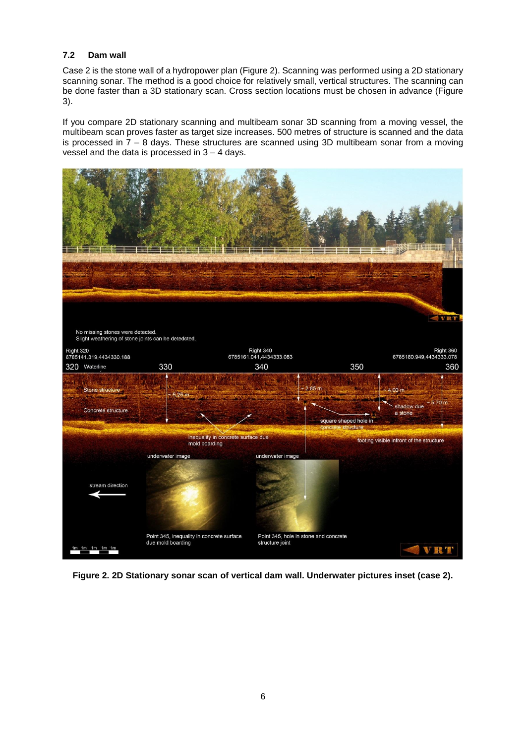### 7.2 Dam wall

Case 2 is the stone wall of a hydropower plan (Figure 2). Scanning was performed using a 2D stationary scanning sonar. The method is a good choice for relatively small, vertical structures. The scanning can be done faster than a 3D stationary scan. Cross section locations must be chosen in advance (Figure 3).

If you compare 2D stationary scanning and multibeam sonar 3D scanning from a moving vessel, the multibeam scan proves faster as target size increases. 500 metres of structure is scanned and the data is processed in 7 – 8 days. These structures are scanned using 3D multibeam sonar from a moving vessel and the data is processed in 3 – 4 days.

**Figure 2. 2D Stationary sonar scan of vertical dam wall. Underwater pictures inset (case 2).**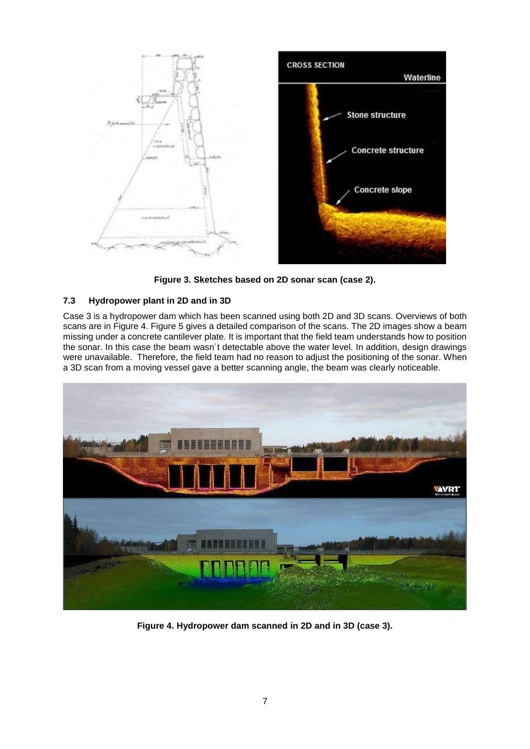**Figure 3. Sketches based on 2D sonar scan (case 2).**

### 7.3 Hydropower plant in 2D and in 3D

Case 3 is a hydropower dam which has been scanned using both 2D and 3D scans. Overviews of both scans are in Figure 4. Figure 5 gives a detailed comparison of the scans. The 2D images show a beam missing under a concrete cantilever plate. It is important that the field team understands how to position the sonar. In this case the beam wasn´t detectable above the water level. In addition, design drawings were unavailable. Therefore, the field team had no reason to adjust the positioning of the sonar. When a 3D scan from a moving vessel gave a better scanning angle, the beam was clearly noticeable.

**Figure 4. Hydropower dam scanned in 2D and in 3D (case 3).**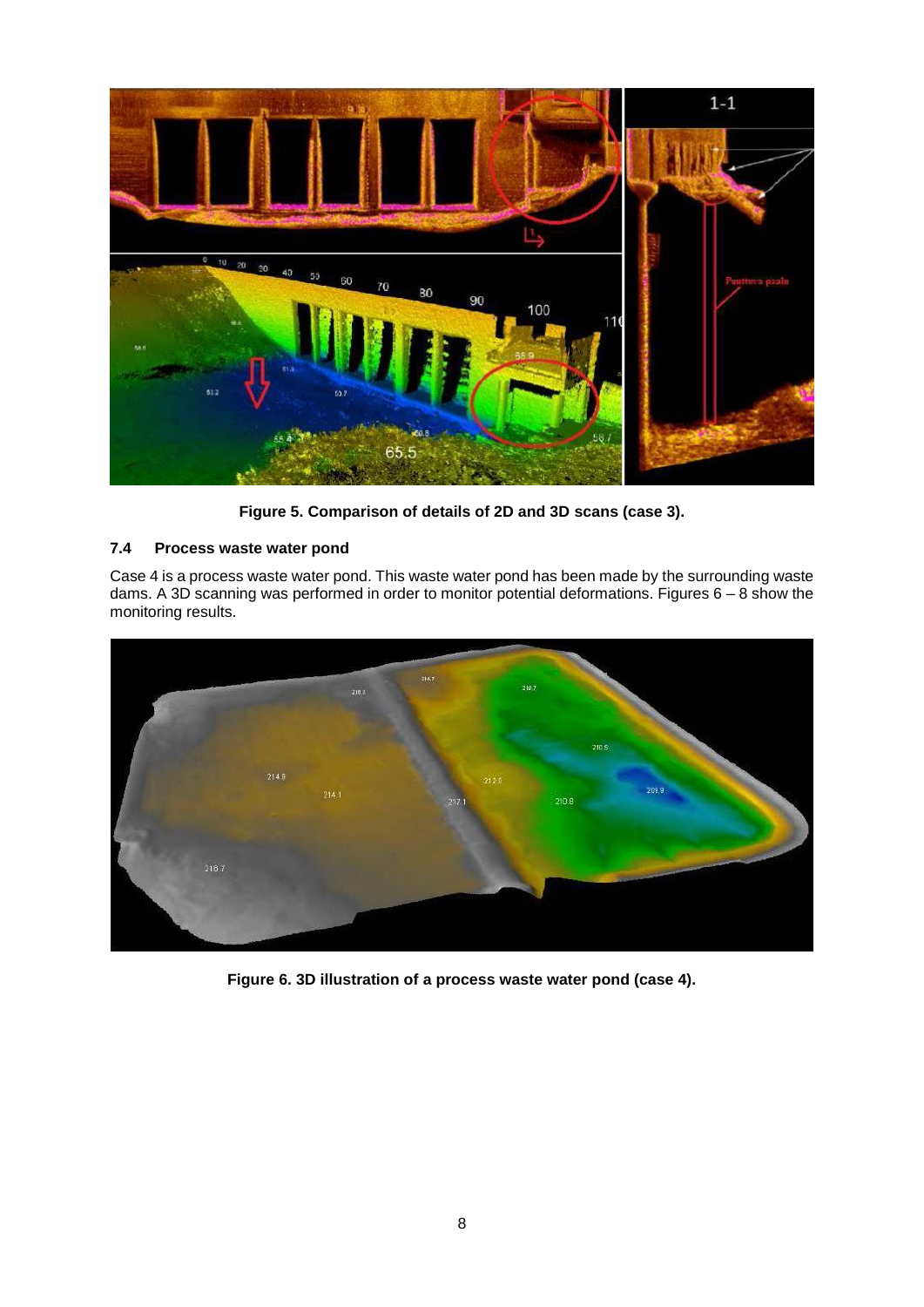Figure 5. Comparison of details of 2D and 3D scans (case 3).

### 7.4 Process waste water pond

Case 4 is a process waste water pond. This waste water pond has been made by the surrounding waste dams. A 3D scanning was performed in order to monitor potential deformations. Figures 6 – 8 show the monitoring results.

Figure 6. 3D illustration of a process waste water pond (case 4).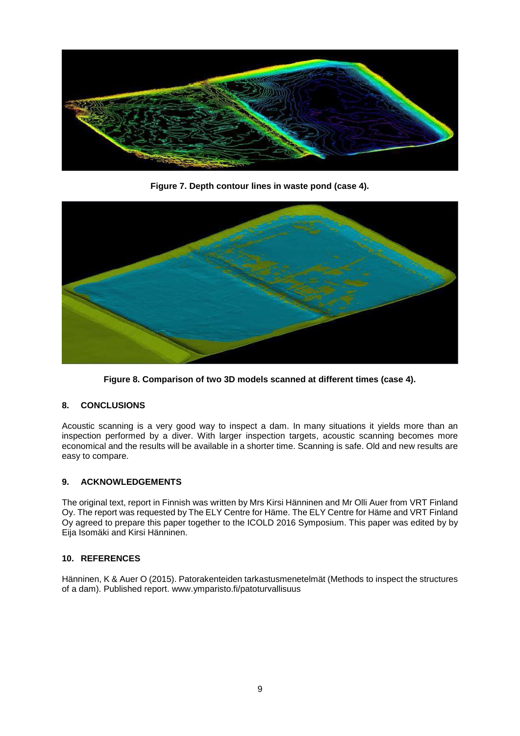Figure 7. Depth contour lines in waste pond (case 4).

Figure 8. Comparison of two 3D models scanned at different times (case 4).

## 8. CONCLUSIONS

Acoustic scanning is a very good way to inspect a dam. In many situations it yields more than an inspection performed by a diver. With larger inspection targets, acoustic scanning becomes more economical and the results will be available in a shorter time. Scanning is safe. Old and new results are easy to compare.

## 9. ACKNOWLEDGEMENTS

The original text, report in Finnish was written by Mrs Kirsi Hänninen and Mr Olli Auer from VRT Finland Oy. The report was requested by The ELY Centre for Häme. The ELY Centre for Häme and VRT Finland Oy agreed to prepare this paper together to the ICOLD 2016 Symposium. This paper was edited by by Eija Isomäki and Kirsi Hänninen.

## 10. REFERENCES

Hänninen, K & Auer O (2015). Patorakenteiden tarkastusmenetelmät (Methods to inspect the structures of a dam). Published report. www.ymparisto.fi/patoturvallisuus